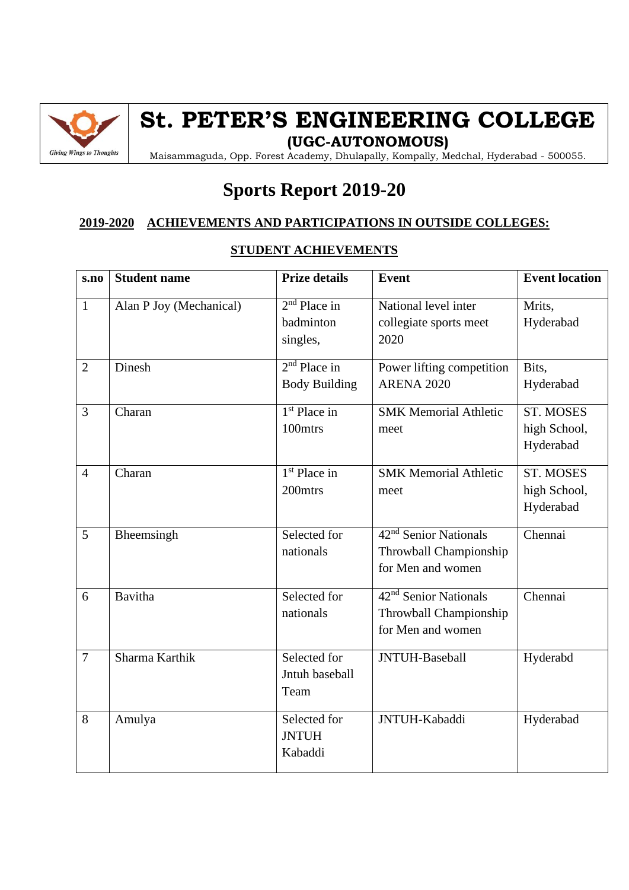# St. PETER'S ENGINEERING COLLEGE

**(UGC-AUTONOMOUS)**

Maisammaguda, Opp. Forest Academy, Dhulapally, Kompally, Medchal, Hyderabad - 500055.

Giving Wings to Thoughts

# Sports Report 2019-20

## 2019-2020 ACHIEVEMENTS AND PARTICIPATIONS IN OUTSIDE COLLEGES:

### STUDENT ACHIEVEMENTS

| s.no | Student name | Prize details | Event | Event location |
|---|---|---|---|---|
| 1 | Alan P Joy (Mechanical) | 2nd Place in badminton singles, | National level inter collegiate sports meet 2020 | Mrits, Hyderabad |
| 2 | Dinesh | 2nd Place in Body Building | Power lifting competition ARENA 2020 | Bits, Hyderabad |
| 3 | Charan | 1st Place in 100mtrs | SMK Memorial Athletic meet | ST. MOSES high School, Hyderabad |
| 4 | Charan | 1st Place in 200mtrs | SMK Memorial Athletic meet | ST. MOSES high School, Hyderabad |
| 5 | Bheemsingh | Selected for nationals | 42nd Senior Nationals Throwball Championship for Men and women | Chennai |
| 6 | Bavitha | Selected for nationals | 42nd Senior Nationals Throwball Championship for Men and women | Chennai |
| 7 | Sharma Karthik | Selected for Jntuh baseball Team | JNTUH-Baseball | Hyderabd |
| 8 | Amulya | Selected for JNTUH Kabaddi | JNTUH-Kabaddi | Hyderabad |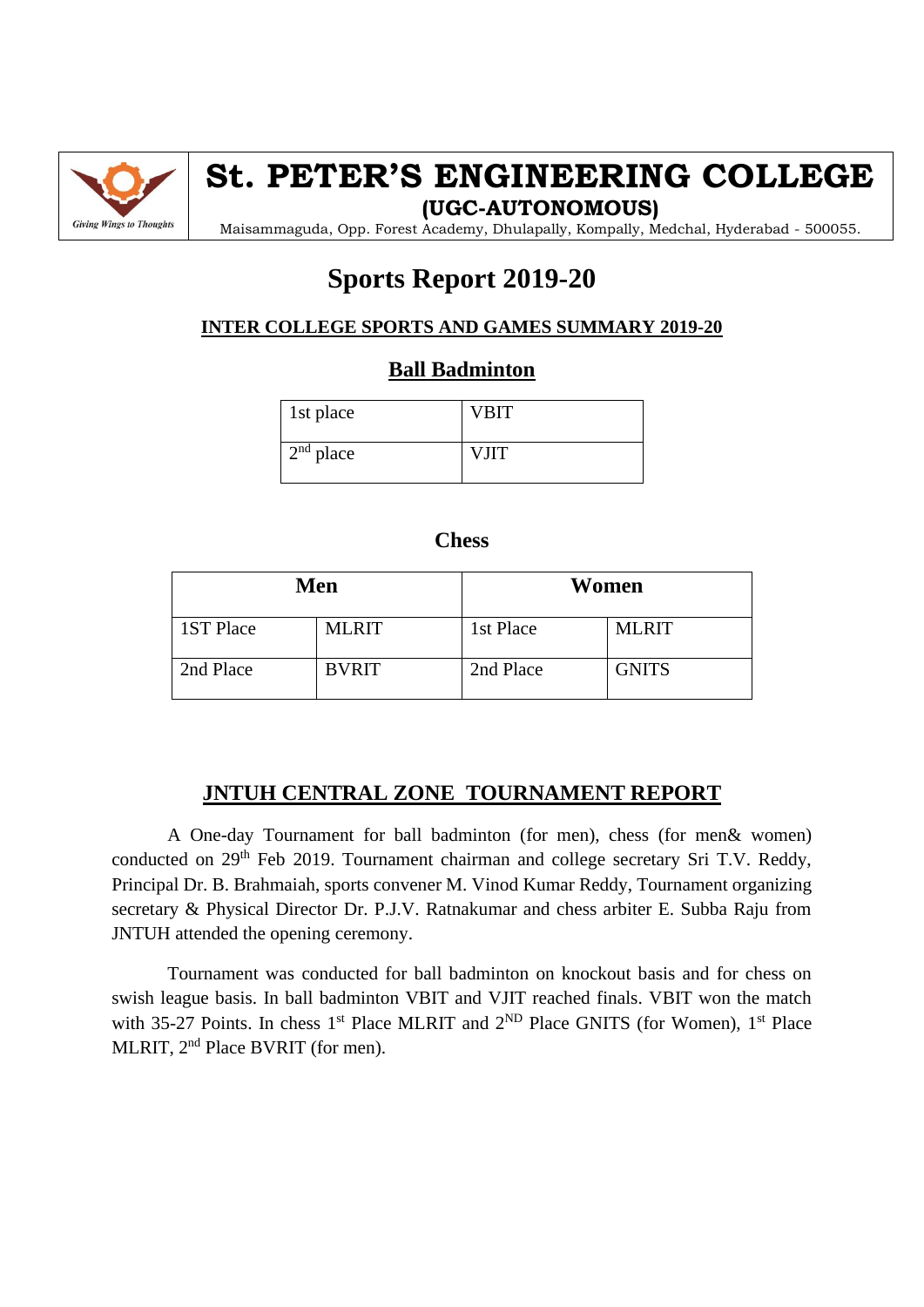# St. PETER'S ENGINEERING COLLEGE

**(UGC-AUTONOMOUS)**

Maisammaguda, Opp. Forest Academy, Dhulapally, Kompally, Medchal, Hyderabad - 500055.

# Sports Report 2019-20

## INTER COLLEGE SPORTS AND GAMES SUMMARY 2019-20

### Ball Badminton

| | |
|---|---|
| 1st place | VBIT |
| 2nd place | VJIT |

### Chess

| Men | | Women | |
|---|---|---|---|
| 1ST Place | MLRIT | 1st Place | MLRIT |
| 2nd Place | BVRIT | 2nd Place | GNITS |

## JNTUH CENTRAL ZONE TOURNAMENT REPORT

A One-day Tournament for ball badminton (for men), chess (for men& women) conducted on 29th Feb 2019. Tournament chairman and college secretary Sri T.V. Reddy, Principal Dr. B. Brahmaiah, sports convener M. Vinod Kumar Reddy, Tournament organizing secretary & Physical Director Dr. P.J.V. Ratnakumar and chess arbiter E. Subba Raju from JNTUH attended the opening ceremony.

Tournament was conducted for ball badminton on knockout basis and for chess on swish league basis. In ball badminton VBIT and VJIT reached finals. VBIT won the match with 35-27 Points. In chess 1st Place MLRIT and 2ND Place GNITS (for Women), 1st Place MLRIT, 2nd Place BVRIT (for men).